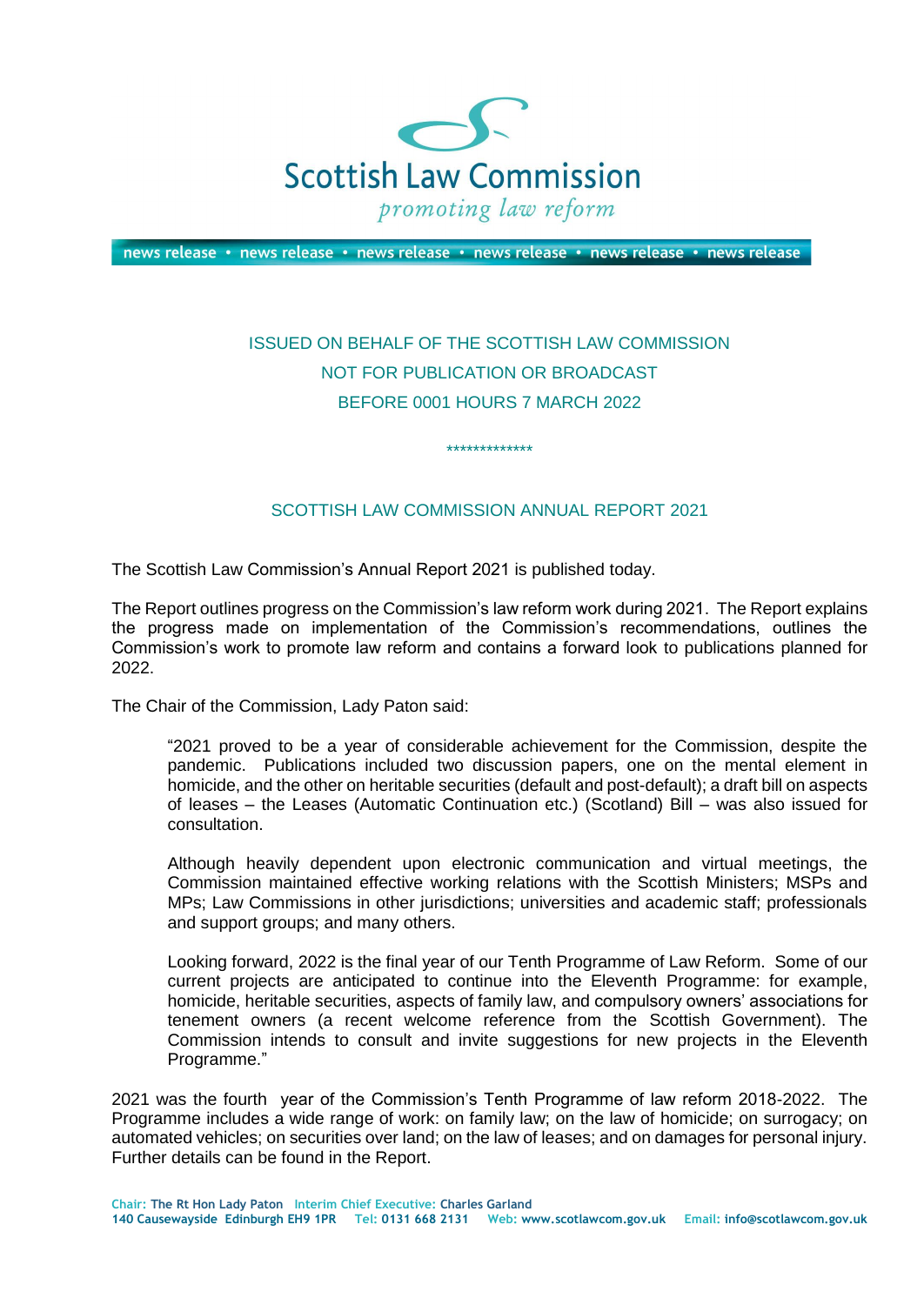Scottish Law Commission

*promoting law reform*

news release • news release • news release • news release • news release • news release

ISSUED ON BEHALF OF THE SCOTTISH LAW COMMISSION
NOT FOR PUBLICATION OR BROADCAST
BEFORE 0001 HOURS 7 MARCH 2022

*************

## SCOTTISH LAW COMMISSION ANNUAL REPORT 2021

The Scottish Law Commission's Annual Report 2021 is published today.

The Report outlines progress on the Commission's law reform work during 2021. The Report explains the progress made on implementation of the Commission's recommendations, outlines the Commission's work to promote law reform and contains a forward look to publications planned for 2022.

The Chair of the Commission, Lady Paton said:

> "2021 proved to be a year of considerable achievement for the Commission, despite the pandemic. Publications included two discussion papers, one on the mental element in homicide, and the other on heritable securities (default and post-default); a draft bill on aspects of leases – the Leases (Automatic Continuation etc.) (Scotland) Bill – was also issued for consultation.
>
> Although heavily dependent upon electronic communication and virtual meetings, the Commission maintained effective working relations with the Scottish Ministers; MSPs and MPs; Law Commissions in other jurisdictions; universities and academic staff; professionals and support groups; and many others.
>
> Looking forward, 2022 is the final year of our Tenth Programme of Law Reform. Some of our current projects are anticipated to continue into the Eleventh Programme: for example, homicide, heritable securities, aspects of family law, and compulsory owners' associations for tenement owners (a recent welcome reference from the Scottish Government). The Commission intends to consult and invite suggestions for new projects in the Eleventh Programme."

2021 was the fourth year of the Commission's Tenth Programme of law reform 2018-2022. The Programme includes a wide range of work: on family law; on the law of homicide; on surrogacy; on automated vehicles; on securities over land; on the law of leases; and on damages for personal injury. Further details can be found in the Report.

Chair: The Rt Hon Lady Paton  Interim Chief Executive: Charles Garland
140 Causewayside Edinburgh EH9 1PR  Tel: 0131 668 2131  Web: www.scotlawcom.gov.uk  Email: info@scotlawcom.gov.uk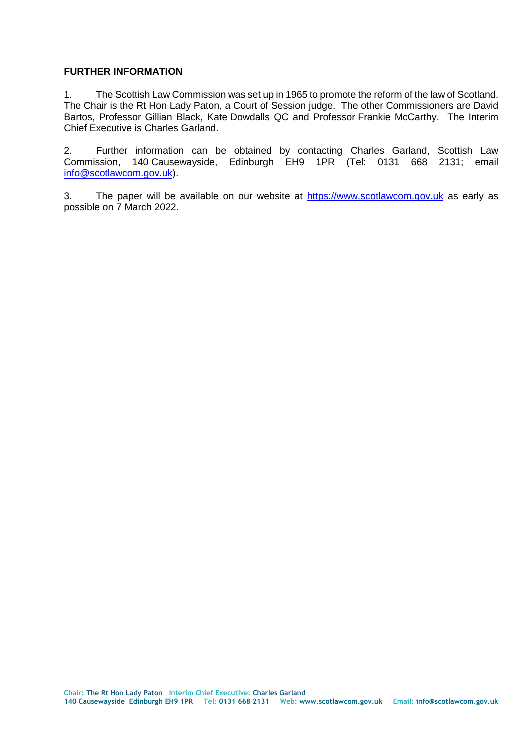**FURTHER INFORMATION**

1. The Scottish Law Commission was set up in 1965 to promote the reform of the law of Scotland. The Chair is the Rt Hon Lady Paton, a Court of Session judge. The other Commissioners are David Bartos, Professor Gillian Black, Kate Dowdalls QC and Professor Frankie McCarthy. The Interim Chief Executive is Charles Garland.

2. Further information can be obtained by contacting Charles Garland, Scottish Law Commission, 140 Causewayside, Edinburgh EH9 1PR (Tel: 0131 668 2131; email info@scotlawcom.gov.uk).

3. The paper will be available on our website at https://www.scotlawcom.gov.uk as early as possible on 7 March 2022.